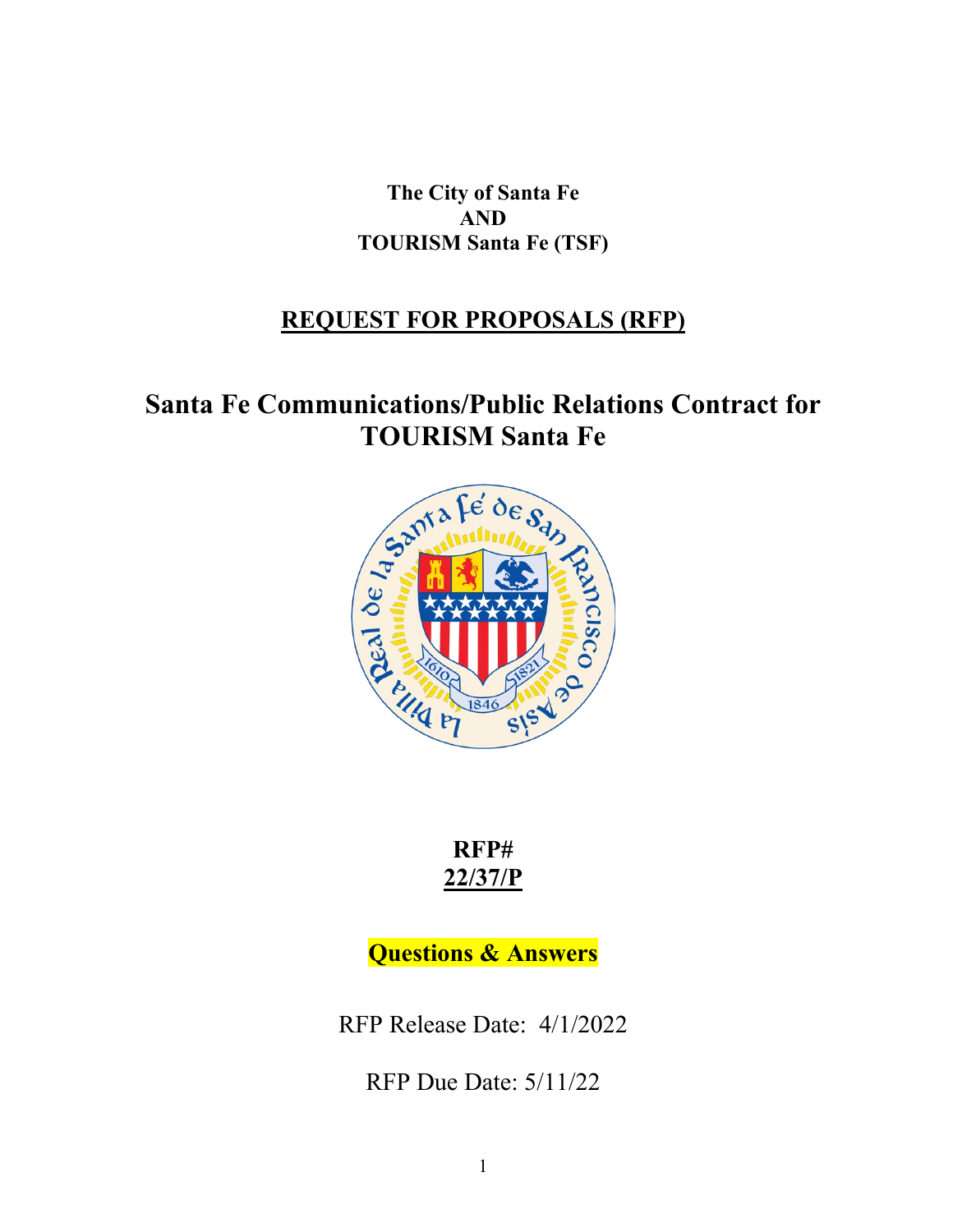**The City of Santa Fe**
**AND**
**TOURISM Santa Fe (TSF)**

## REQUEST FOR PROPOSALS (RFP)

# Santa Fe Communications/Public Relations Contract for TOURISM Santa Fe

**RFP#**
**22/37/P**

**Questions & Answers**

RFP Release Date: 4/1/2022

RFP Due Date: 5/11/22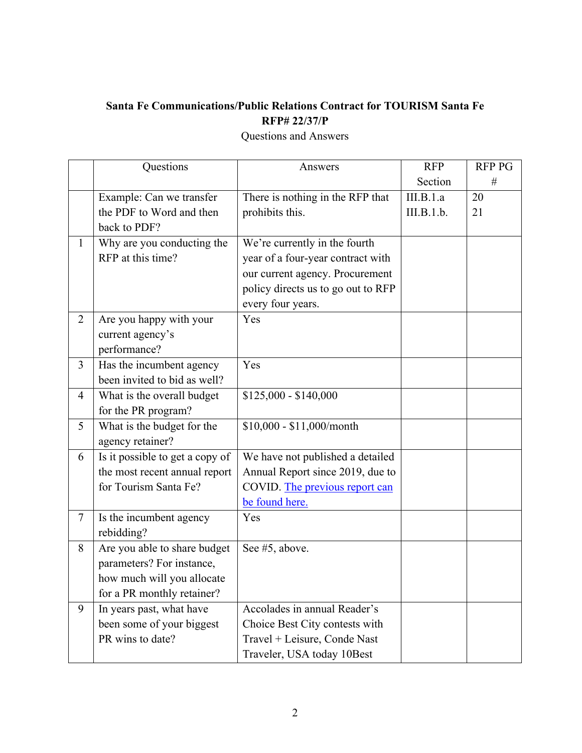**Santa Fe Communications/Public Relations Contract for TOURISM Santa Fe**
**RFP# 22/37/P**
Questions and Answers

| | Questions | Answers | RFP Section | RFP PG # |
|---|---|---|---|---|
| | Example: Can we transfer the PDF to Word and then back to PDF? | There is nothing in the RFP that prohibits this. | III.B.1.a III.B.1.b. | 20 21 |
| 1 | Why are you conducting the RFP at this time? | We're currently in the fourth year of a four-year contract with our current agency. Procurement policy directs us to go out to RFP every four years. | | |
| 2 | Are you happy with your current agency's performance? | Yes | | |
| 3 | Has the incumbent agency been invited to bid as well? | Yes | | |
| 4 | What is the overall budget for the PR program? | $125,000 - $140,000 | | |
| 5 | What is the budget for the agency retainer? | $10,000 - $11,000/month | | |
| 6 | Is it possible to get a copy of the most recent annual report for Tourism Santa Fe? | We have not published a detailed Annual Report since 2019, due to COVID. The previous report can be found here. | | |
| 7 | Is the incumbent agency rebidding? | Yes | | |
| 8 | Are you able to share budget parameters? For instance, how much will you allocate for a PR monthly retainer? | See #5, above. | | |
| 9 | In years past, what have been some of your biggest PR wins to date? | Accolades in annual Reader's Choice Best City contests with Travel + Leisure, Conde Nast Traveler, USA today 10Best | | |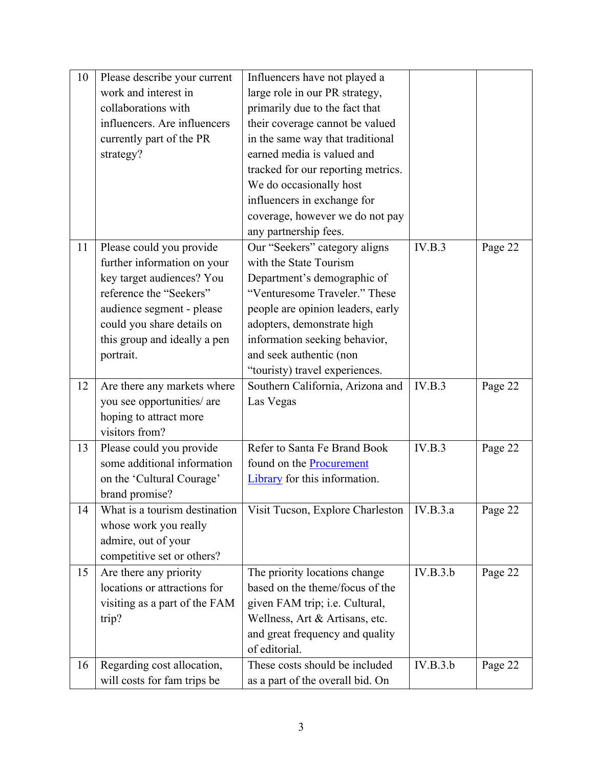| 10 | Please describe your current work and interest in collaborations with influencers. Are influencers currently part of the PR strategy? | Influencers have not played a large role in our PR strategy, primarily due to the fact that their coverage cannot be valued in the same way that traditional earned media is valued and tracked for our reporting metrics. We do occasionally host influencers in exchange for coverage, however we do not pay any partnership fees. | | |
|---|---|---|---|---|
| 11 | Please could you provide further information on your key target audiences? You reference the "Seekers" audience segment - please could you share details on this group and ideally a pen portrait. | Our "Seekers" category aligns with the State Tourism Department's demographic of "Venturesome Traveler." These people are opinion leaders, early adopters, demonstrate high information seeking behavior, and seek authentic (non "touristy) travel experiences. | IV.B.3 | Page 22 |
| 12 | Are there any markets where you see opportunities/ are hoping to attract more visitors from? | Southern California, Arizona and Las Vegas | IV.B.3 | Page 22 |
| 13 | Please could you provide some additional information on the 'Cultural Courage' brand promise? | Refer to Santa Fe Brand Book found on the [Procurement Library]() for this information. | IV.B.3 | Page 22 |
| 14 | What is a tourism destination whose work you really admire, out of your competitive set or others? | Visit Tucson, Explore Charleston | IV.B.3.a | Page 22 |
| 15 | Are there any priority locations or attractions for visiting as a part of the FAM trip? | The priority locations change based on the theme/focus of the given FAM trip; i.e. Cultural, Wellness, Art & Artisans, etc. and great frequency and quality of editorial. | IV.B.3.b | Page 22 |
| 16 | Regarding cost allocation, will costs for fam trips be | These costs should be included as a part of the overall bid. On | IV.B.3.b | Page 22 |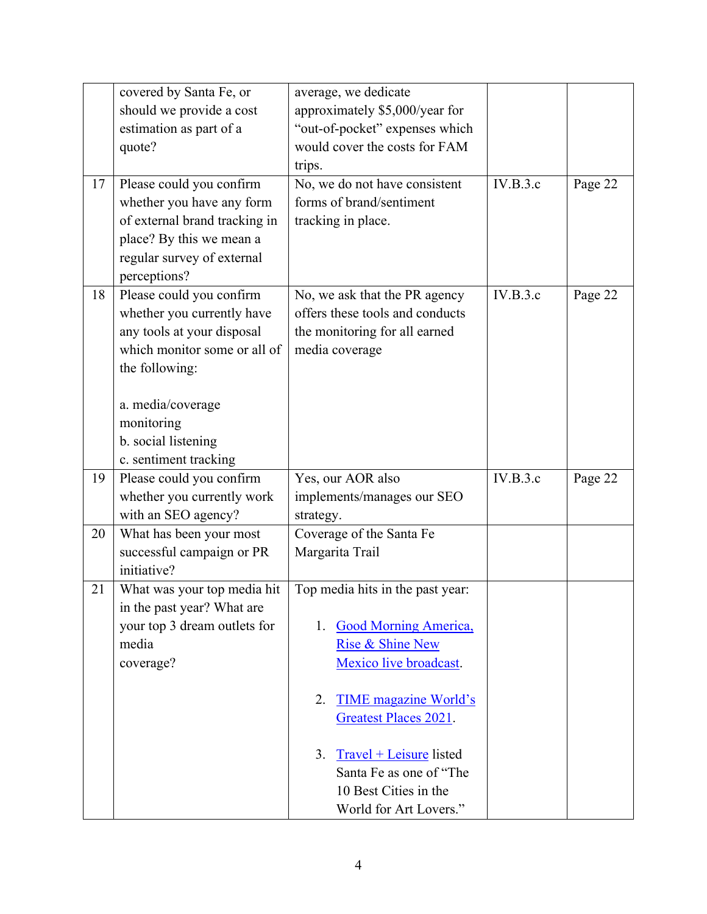|  |  |  |  |  |
|---|---|---|---|---|
|  | covered by Santa Fe, or should we provide a cost estimation as part of a quote? | average, we dedicate approximately $5,000/year for “out-of-pocket” expenses which would cover the costs for FAM trips. |  |  |
| 17 | Please could you confirm whether you have any form of external brand tracking in place? By this we mean a regular survey of external perceptions? | No, we do not have consistent forms of brand/sentiment tracking in place. | IV.B.3.c | Page 22 |
| 18 | Please could you confirm whether you currently have any tools at your disposal which monitor some or all of the following:<br><br>a. media/coverage monitoring<br>b. social listening<br>c. sentiment tracking | No, we ask that the PR agency offers these tools and conducts the monitoring for all earned media coverage | IV.B.3.c | Page 22 |
| 19 | Please could you confirm whether you currently work with an SEO agency? | Yes, our AOR also implements/manages our SEO strategy. | IV.B.3.c | Page 22 |
| 20 | What has been your most successful campaign or PR initiative? | Coverage of the Santa Fe Margarita Trail |  |  |
| 21 | What was your top media hit in the past year? What are your top 3 dream outlets for media coverage? | Top media hits in the past year:<br><br>1. Good Morning America, Rise & Shine New Mexico live broadcast.<br><br>2. TIME magazine World’s Greatest Places 2021.<br><br>3. Travel + Leisure listed Santa Fe as one of “The 10 Best Cities in the World for Art Lovers.” |  |  |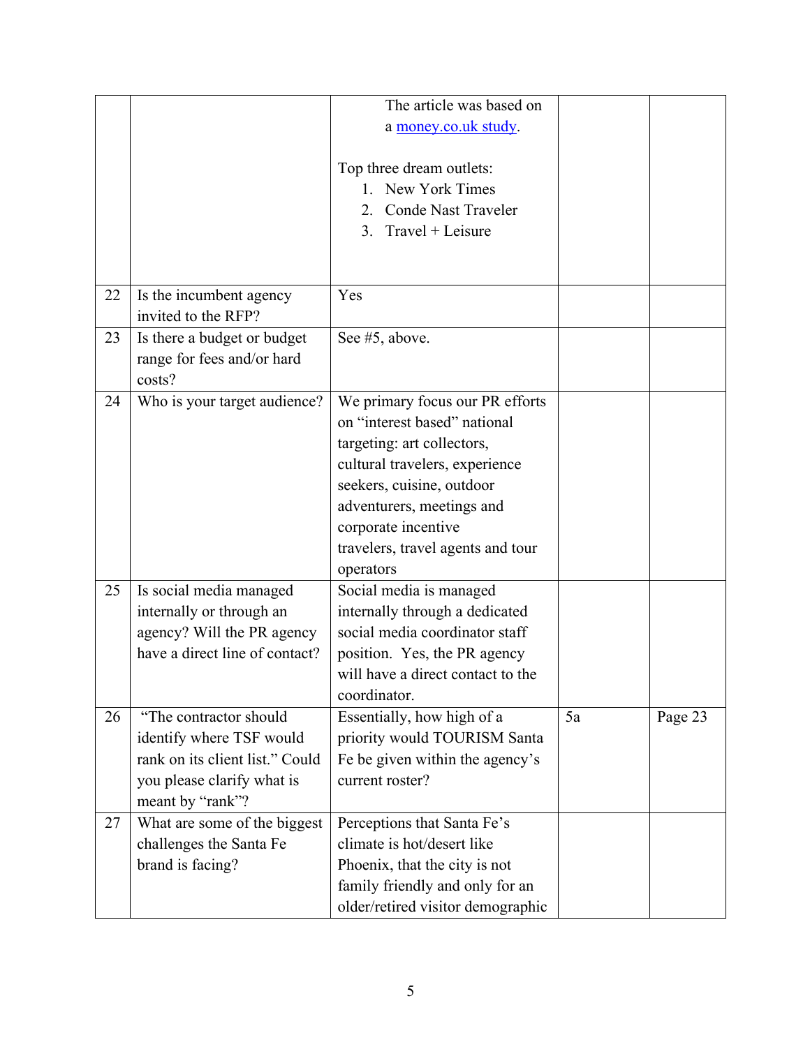|  |  |  |  |  |
|---|---|---|---|---|
|  |  | The article was based on a money.co.uk study.<br><br>Top three dream outlets:<br>1. New York Times<br>2. Conde Nast Traveler<br>3. Travel + Leisure |  |  |
| 22 | Is the incumbent agency invited to the RFP? | Yes |  |  |
| 23 | Is there a budget or budget range for fees and/or hard costs? | See #5, above. |  |  |
| 24 | Who is your target audience? | We primary focus our PR efforts on "interest based" national targeting: art collectors, cultural travelers, experience seekers, cuisine, outdoor adventurers, meetings and corporate incentive travelers, travel agents and tour operators |  |  |
| 25 | Is social media managed internally or through an agency? Will the PR agency have a direct line of contact? | Social media is managed internally through a dedicated social media coordinator staff position. Yes, the PR agency will have a direct contact to the coordinator. |  |  |
| 26 | "The contractor should identify where TSF would rank on its client list." Could you please clarify what is meant by "rank"? | Essentially, how high of a priority would TOURISM Santa Fe be given within the agency's current roster? | 5a | Page 23 |
| 27 | What are some of the biggest challenges the Santa Fe brand is facing? | Perceptions that Santa Fe's climate is hot/desert like Phoenix, that the city is not family friendly and only for an older/retired visitor demographic |  |  |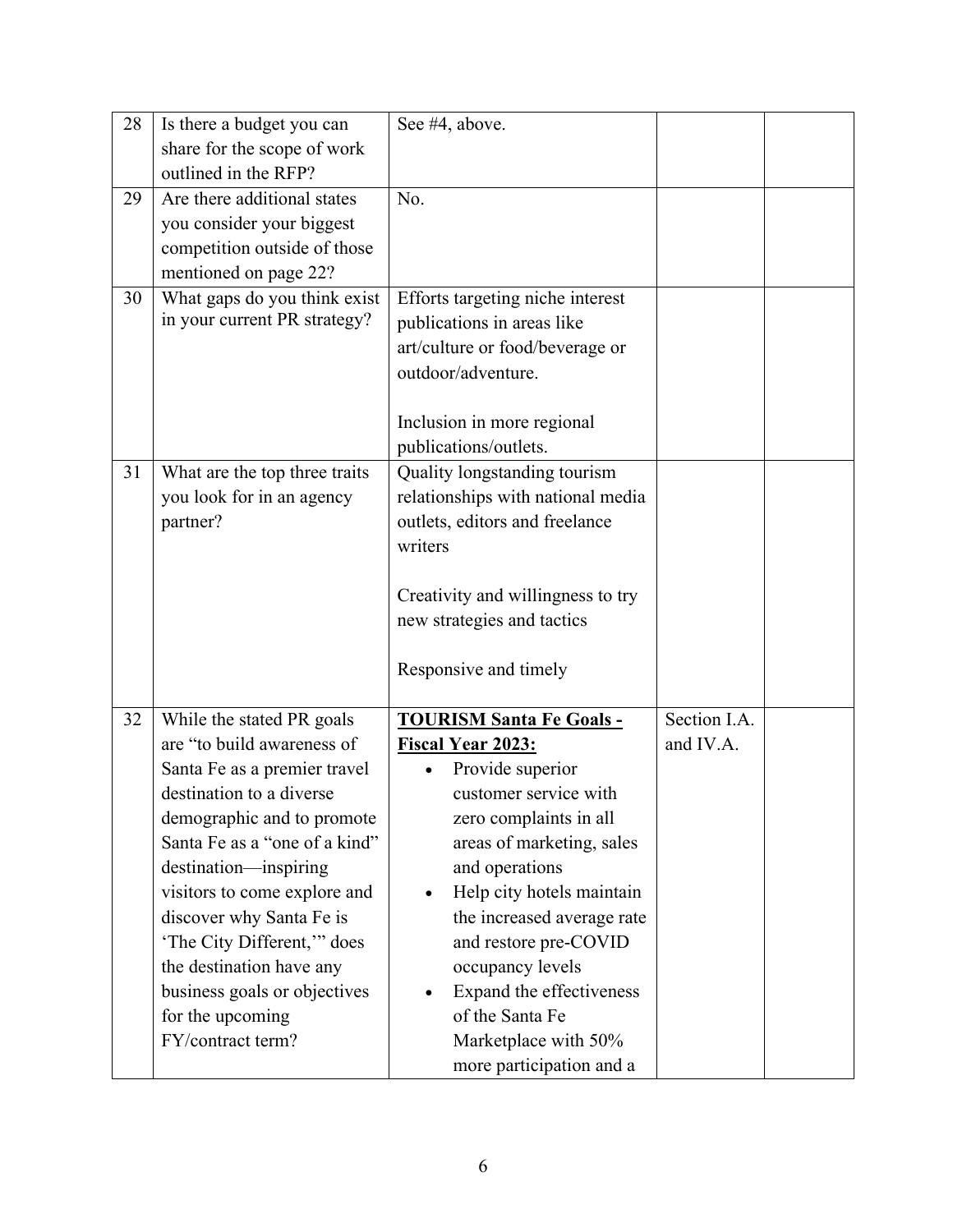| | | | | |
|---|---|---|---|---|
| 28 | Is there a budget you can share for the scope of work outlined in the RFP? | See #4, above. | | |
| 29 | Are there additional states you consider your biggest competition outside of those mentioned on page 22? | No. | | |
| 30 | What gaps do you think exist in your current PR strategy? | Efforts targeting niche interest publications in areas like art/culture or food/beverage or outdoor/adventure.<br><br>Inclusion in more regional publications/outlets. | | |
| 31 | What are the top three traits you look for in an agency partner? | Quality longstanding tourism relationships with national media outlets, editors and freelance writers<br><br>Creativity and willingness to try new strategies and tactics<br><br>Responsive and timely | | |
| 32 | While the stated PR goals are "to build awareness of Santa Fe as a premier travel destination to a diverse demographic and to promote Santa Fe as a "one of a kind" destination—inspiring visitors to come explore and discover why Santa Fe is 'The City Different,'" does the destination have any business goals or objectives for the upcoming FY/contract term? | **<u>TOURISM Santa Fe Goals - Fiscal Year 2023:</u>**<br>• Provide superior customer service with zero complaints in all areas of marketing, sales and operations<br>• Help city hotels maintain the increased average rate and restore pre-COVID occupancy levels<br>• Expand the effectiveness of the Santa Fe Marketplace with 50% more participation and a | Section I.A. and IV.A. | |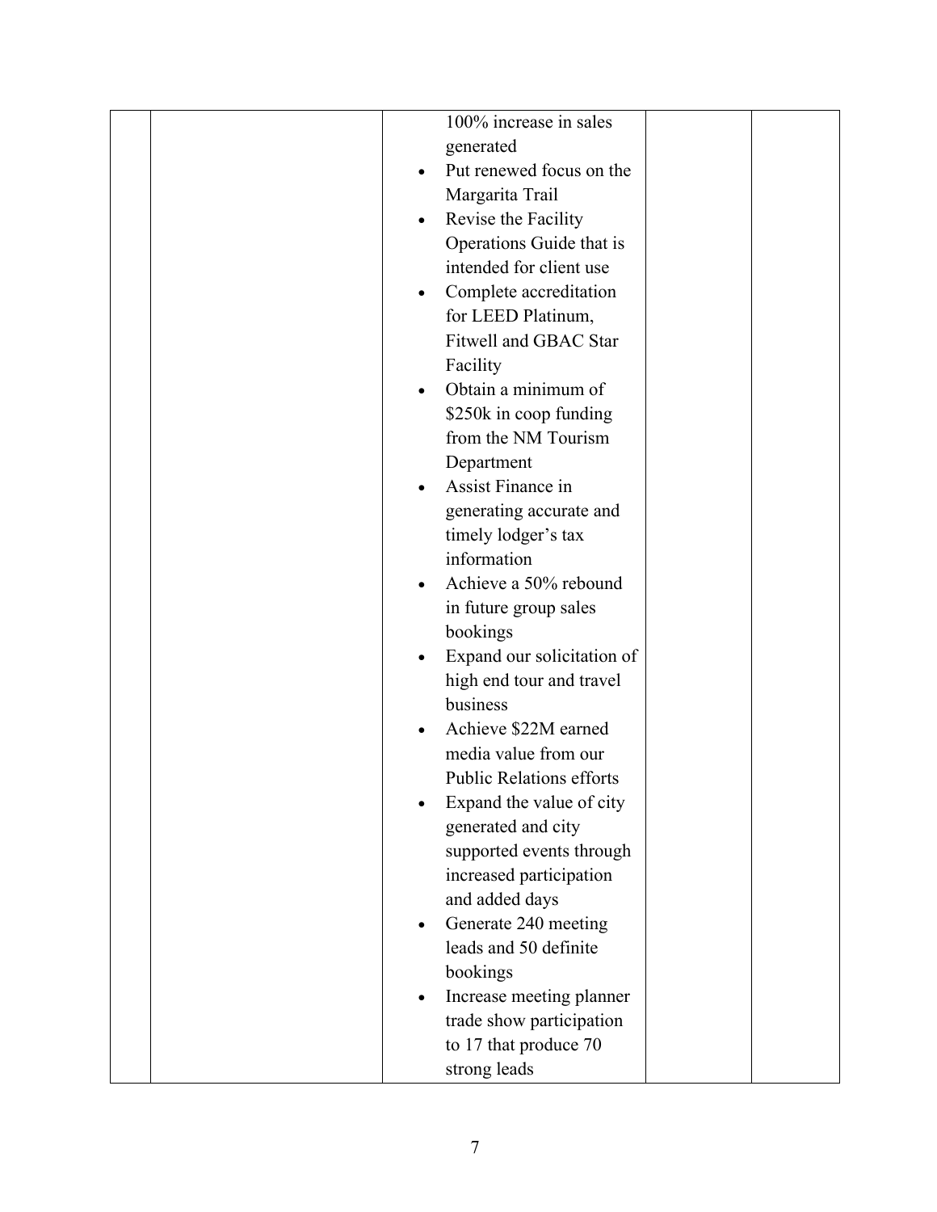|  |  | 100% increase in sales generated<br>• Put renewed focus on the Margarita Trail<br>• Revise the Facility Operations Guide that is intended for client use<br>• Complete accreditation for LEED Platinum, Fitwell and GBAC Star Facility<br>• Obtain a minimum of $250k in coop funding from the NM Tourism Department<br>• Assist Finance in generating accurate and timely lodger's tax information<br>• Achieve a 50% rebound in future group sales bookings<br>• Expand our solicitation of high end tour and travel business<br>• Achieve $22M earned media value from our Public Relations efforts<br>• Expand the value of city generated and city supported events through increased participation and added days<br>• Generate 240 meeting leads and 50 definite bookings<br>• Increase meeting planner trade show participation to 17 that produce 70 strong leads |  |  |
|---|---|---|---|---|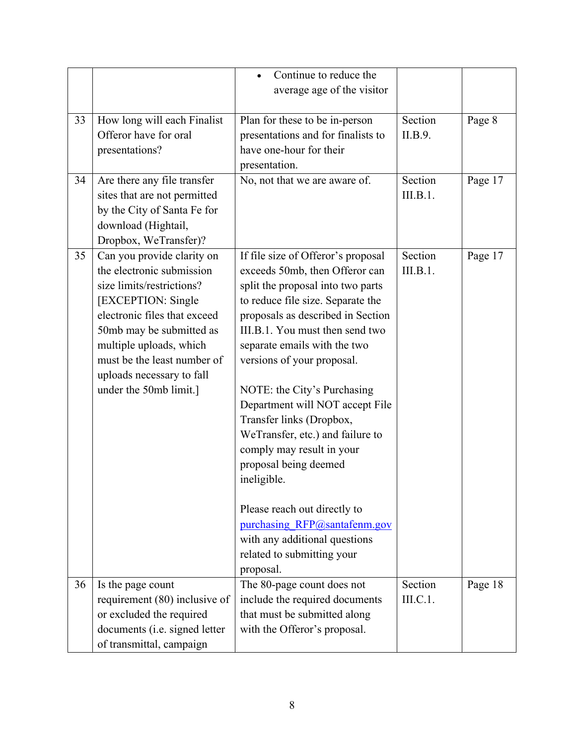| | | | | |
|---|---|---|---|---|
| | | • Continue to reduce the average age of the visitor | | |
| 33 | How long will each Finalist Offeror have for oral presentations? | Plan for these to be in-person presentations and for finalists to have one-hour for their presentation. | Section II.B.9. | Page 8 |
| 34 | Are there any file transfer sites that are not permitted by the City of Santa Fe for download (Hightail, Dropbox, WeTransfer)? | No, not that we are aware of. | Section III.B.1. | Page 17 |
| 35 | Can you provide clarity on the electronic submission size limits/restrictions? [EXCEPTION: Single electronic files that exceed 50mb may be submitted as multiple uploads, which must be the least number of uploads necessary to fall under the 50mb limit.] | If file size of Offeror's proposal exceeds 50mb, then Offeror can split the proposal into two parts to reduce file size. Separate the proposals as described in Section III.B.1. You must then send two separate emails with the two versions of your proposal.<br><br>NOTE: the City's Purchasing Department will NOT accept File Transfer links (Dropbox, WeTransfer, etc.) and failure to comply may result in your proposal being deemed ineligible.<br><br>Please reach out directly to purchasing_RFP@santafenm.gov with any additional questions related to submitting your proposal. | Section III.B.1. | Page 17 |
| 36 | Is the page count requirement (80) inclusive of or excluded the required documents (i.e. signed letter of transmittal, campaign | The 80-page count does not include the required documents that must be submitted along with the Offeror's proposal. | Section III.C.1. | Page 18 |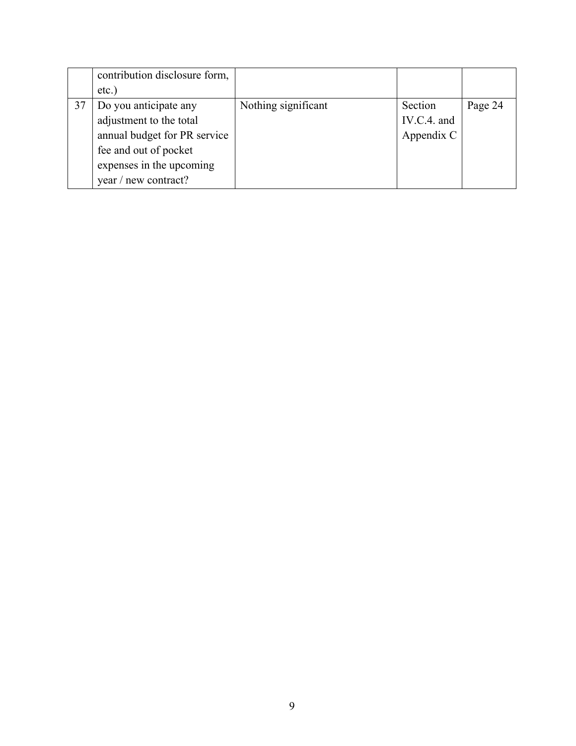| | | | | |
|---|---|---|---|---|
| | contribution disclosure form, etc.) | | | |
| 37 | Do you anticipate any adjustment to the total annual budget for PR service fee and out of pocket expenses in the upcoming year / new contract? | Nothing significant | Section IV.C.4. and Appendix C | Page 24 |